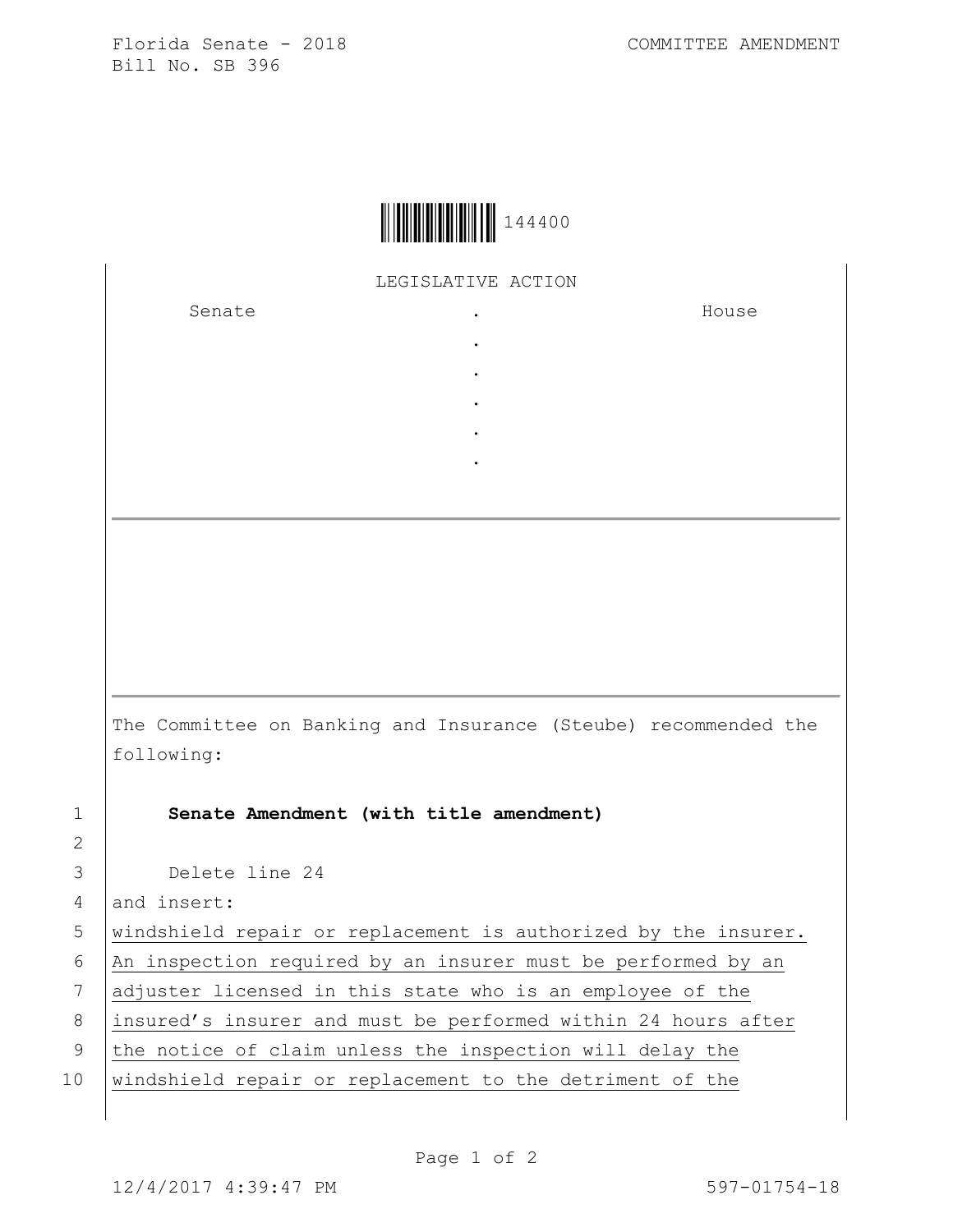Florida Senate - 2018 COMMITTEE AMENDMENT
Bill No. SB 396

144400

LEGISLATIVE ACTION

| Senate | . | House |
| --- | --- | --- |
| | . | |
| | . | |
| | . | |
| | . | |
| | . | |

The Committee on Banking and Insurance (Steube) recommended the following:

1 **Senate Amendment (with title amendment)**

2

3 Delete line 24

4 and insert:

5 windshield repair or replacement is authorized by the insurer.

6 An inspection required by an insurer must be performed by an

7 adjuster licensed in this state who is an employee of the

8 insured's insurer and must be performed within 24 hours after

9 the notice of claim unless the inspection will delay the

10 windshield repair or replacement to the detriment of the

12/4/2017 4:39:47 PM 597-01754-18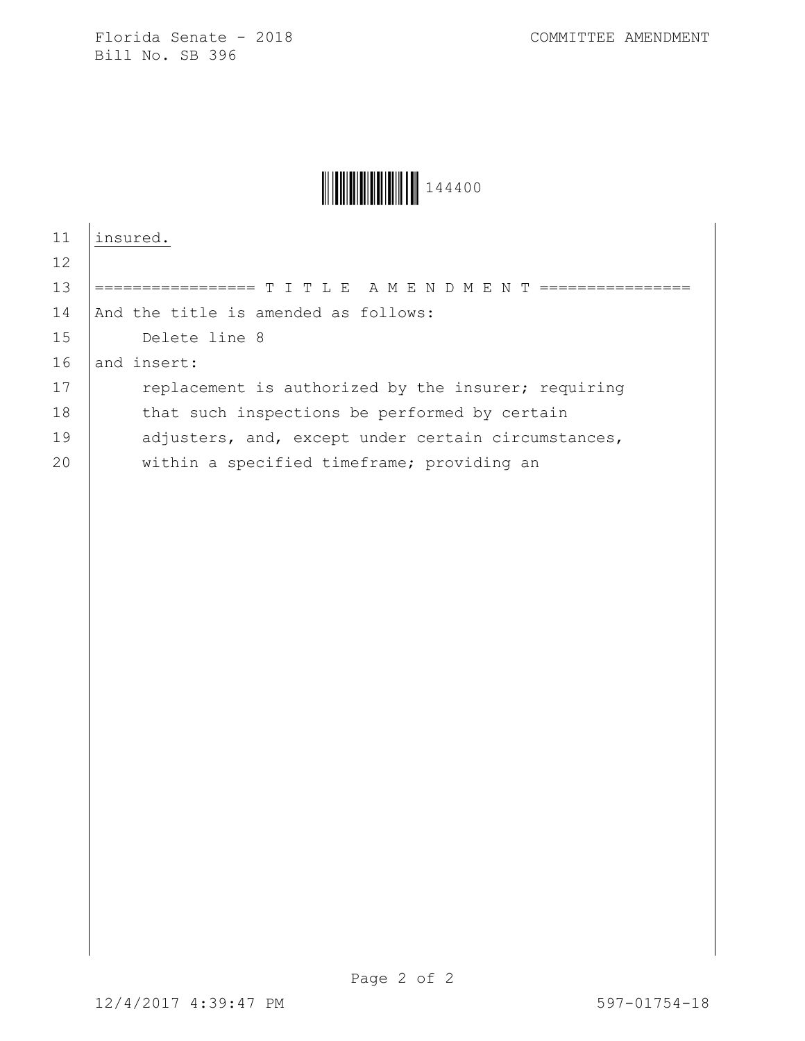11 insured.

12

13 ================= T I T L E  A M E N D M E N T ================

14 And the title is amended as follows:

15 Delete line 8

16 and insert:

17 replacement is authorized by the insurer; requiring

18 that such inspections be performed by certain

19 adjusters, and, except under certain circumstances,

20 within a specified timeframe; providing an